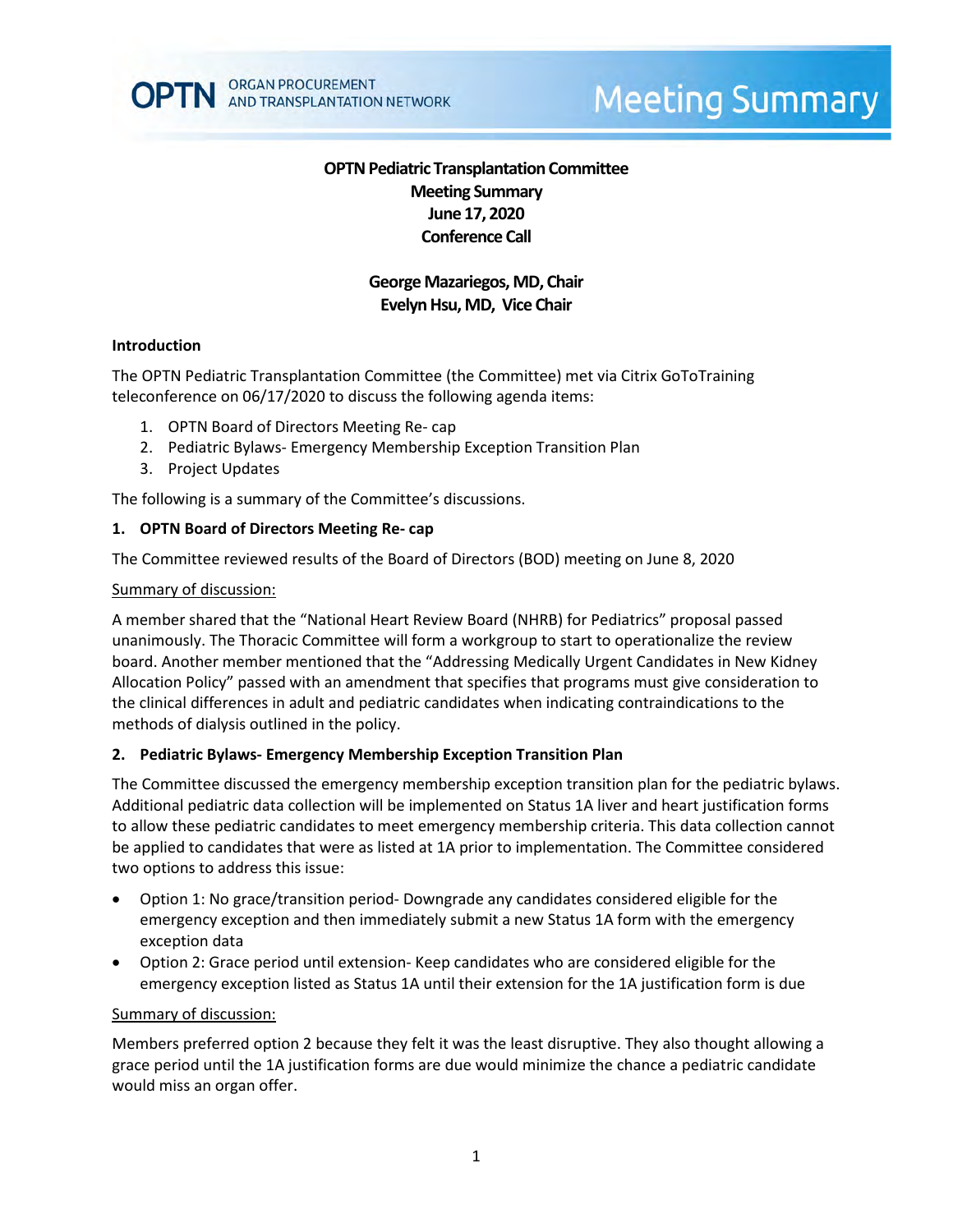# OPTN Pediatric Transplantation Committee Meeting Summary June 17, 2020 Conference Call

**George Mazariegos, MD, Chair**
**Evelyn Hsu, MD, Vice Chair**

### Introduction

The OPTN Pediatric Transplantation Committee (the Committee) met via Citrix GoToTraining teleconference on 06/17/2020 to discuss the following agenda items:

1. OPTN Board of Directors Meeting Re- cap
2. Pediatric Bylaws- Emergency Membership Exception Transition Plan
3. Project Updates

The following is a summary of the Committee's discussions.

### 1. OPTN Board of Directors Meeting Re- cap

The Committee reviewed results of the Board of Directors (BOD) meeting on June 8, 2020

Summary of discussion:

A member shared that the "National Heart Review Board (NHRB) for Pediatrics" proposal passed unanimously. The Thoracic Committee will form a workgroup to start to operationalize the review board. Another member mentioned that the "Addressing Medically Urgent Candidates in New Kidney Allocation Policy" passed with an amendment that specifies that programs must give consideration to the clinical differences in adult and pediatric candidates when indicating contraindications to the methods of dialysis outlined in the policy.

### 2. Pediatric Bylaws- Emergency Membership Exception Transition Plan

The Committee discussed the emergency membership exception transition plan for the pediatric bylaws. Additional pediatric data collection will be implemented on Status 1A liver and heart justification forms to allow these pediatric candidates to meet emergency membership criteria. This data collection cannot be applied to candidates that were as listed at 1A prior to implementation. The Committee considered two options to address this issue:

- Option 1: No grace/transition period- Downgrade any candidates considered eligible for the emergency exception and then immediately submit a new Status 1A form with the emergency exception data
- Option 2: Grace period until extension- Keep candidates who are considered eligible for the emergency exception listed as Status 1A until their extension for the 1A justification form is due

Summary of discussion:

Members preferred option 2 because they felt it was the least disruptive. They also thought allowing a grace period until the 1A justification forms are due would minimize the chance a pediatric candidate would miss an organ offer.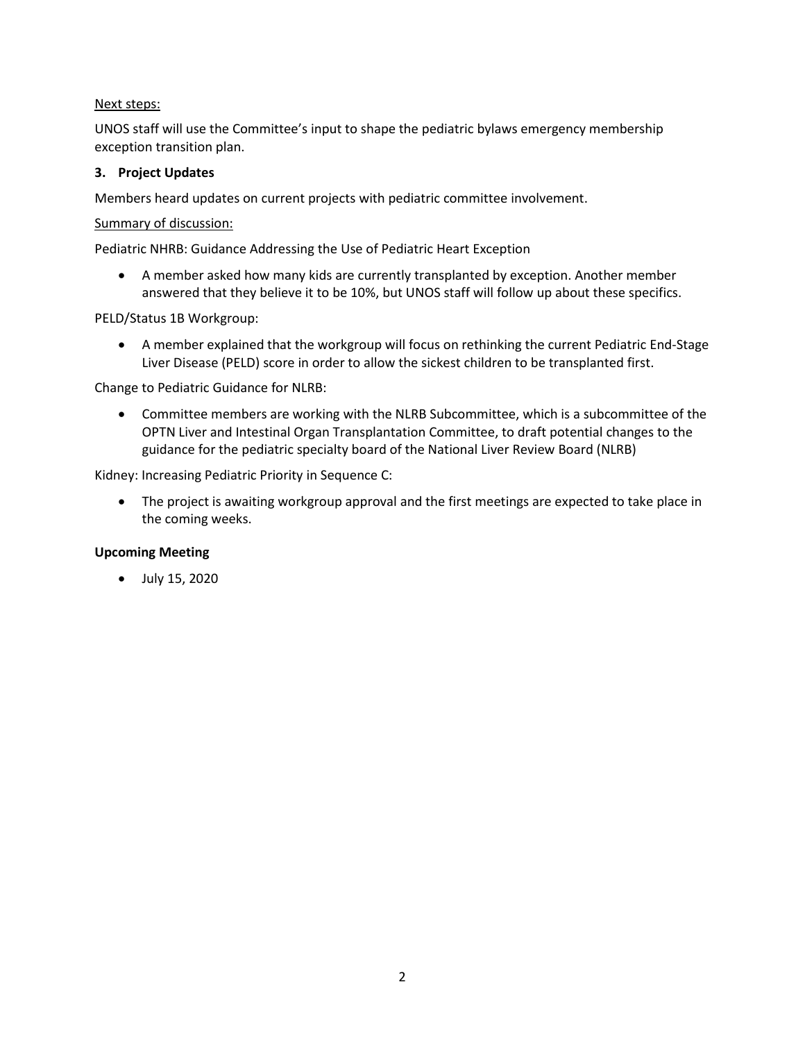Next steps:

UNOS staff will use the Committee's input to shape the pediatric bylaws emergency membership exception transition plan.

**3. Project Updates**

Members heard updates on current projects with pediatric committee involvement.

Summary of discussion:

Pediatric NHRB: Guidance Addressing the Use of Pediatric Heart Exception

- A member asked how many kids are currently transplanted by exception. Another member answered that they believe it to be 10%, but UNOS staff will follow up about these specifics.

PELD/Status 1B Workgroup:

- A member explained that the workgroup will focus on rethinking the current Pediatric End-Stage Liver Disease (PELD) score in order to allow the sickest children to be transplanted first.

Change to Pediatric Guidance for NLRB:

- Committee members are working with the NLRB Subcommittee, which is a subcommittee of the OPTN Liver and Intestinal Organ Transplantation Committee, to draft potential changes to the guidance for the pediatric specialty board of the National Liver Review Board (NLRB)

Kidney: Increasing Pediatric Priority in Sequence C:

- The project is awaiting workgroup approval and the first meetings are expected to take place in the coming weeks.

**Upcoming Meeting**

- July 15, 2020